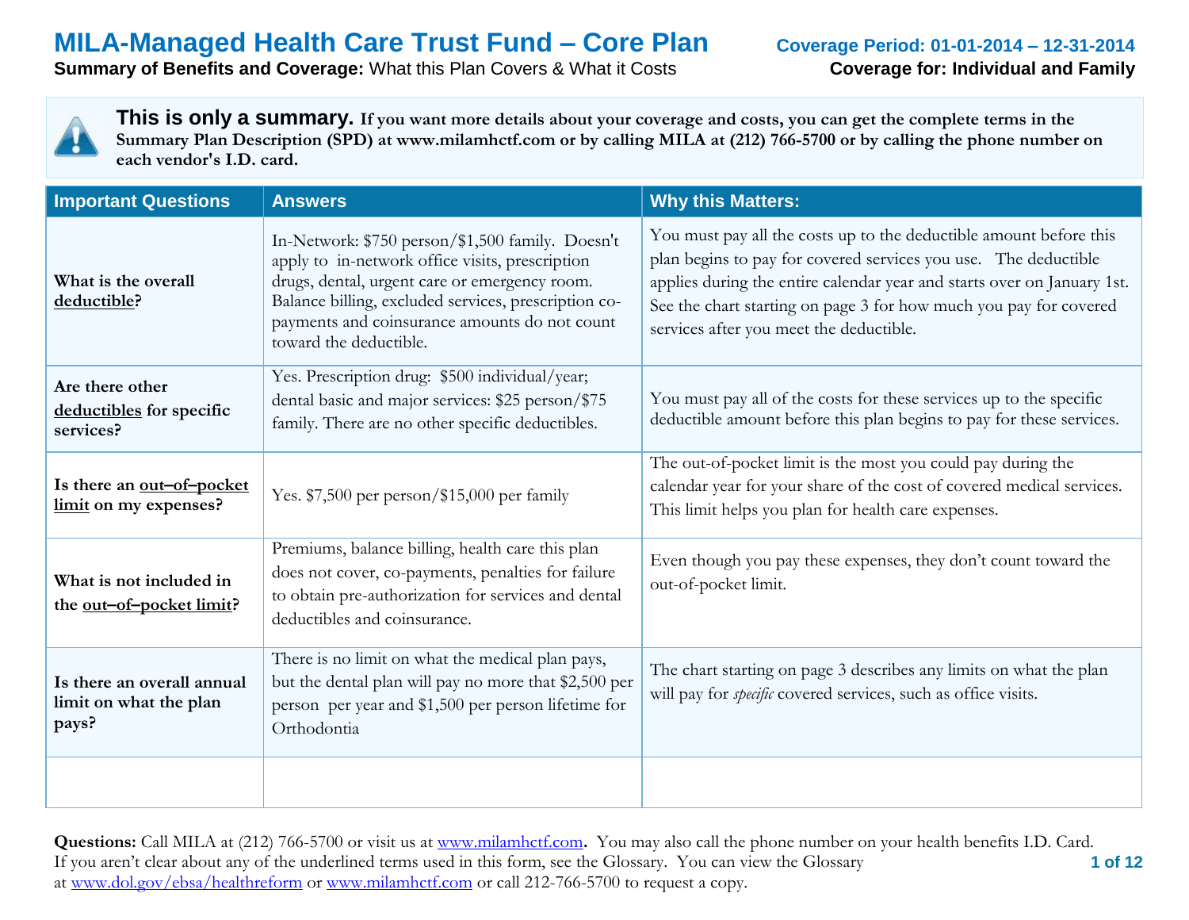# MILA-Managed Health Care Trust Fund – Core Plan

**Coverage Period: 01-01-2014 – 12-31-2014**

**Summary of Benefits and Coverage:** What this Plan Covers & What it Costs

**Coverage for: Individual and Family**

**This is only a summary. If you want more details about your coverage and costs, you can get the complete terms in the Summary Plan Description (SPD) at www.milamhctf.com or by calling MILA at (212) 766-5700 or by calling the phone number on each vendor's I.D. card.**

| Important Questions | Answers | Why this Matters: |
|---|---|---|
| **What is the overall deductible?** | In-Network: $750 person/$1,500 family. Doesn't apply to in-network office visits, prescription drugs, dental, urgent care or emergency room. Balance billing, excluded services, prescription co-payments and coinsurance amounts do not count toward the deductible. | You must pay all the costs up to the deductible amount before this plan begins to pay for covered services you use. The deductible applies during the entire calendar year and starts over on January 1st. See the chart starting on page 3 for how much you pay for covered services after you meet the deductible. |
| **Are there other deductibles for specific services?** | Yes. Prescription drug: $500 individual/year; dental basic and major services: $25 person/$75 family. There are no other specific deductibles. | You must pay all of the costs for these services up to the specific deductible amount before this plan begins to pay for these services. |
| **Is there an out–of–pocket limit on my expenses?** | Yes. $7,500 per person/$15,000 per family | The out-of-pocket limit is the most you could pay during the calendar year for your share of the cost of covered medical services. This limit helps you plan for health care expenses. |
| **What is not included in the out–of–pocket limit?** | Premiums, balance billing, health care this plan does not cover, co-payments, penalties for failure to obtain pre-authorization for services and dental deductibles and coinsurance. | Even though you pay these expenses, they don't count toward the out-of-pocket limit. |
| **Is there an overall annual limit on what the plan pays?** | There is no limit on what the medical plan pays, but the dental plan will pay no more that $2,500 per person per year and $1,500 per person lifetime for Orthodontia | The chart starting on page 3 describes any limits on what the plan will pay for *specific* covered services, such as office visits. |
| | | |

**Questions:** Call MILA at (212) 766-5700 or visit us at www.milamhctf.com**.** You may also call the phone number on your health benefits I.D. Card. If you aren't clear about any of the underlined terms used in this form, see the Glossary. You can view the Glossary at www.dol.gov/ebsa/healthreform or www.milamhctf.com or call 212-766-5700 to request a copy.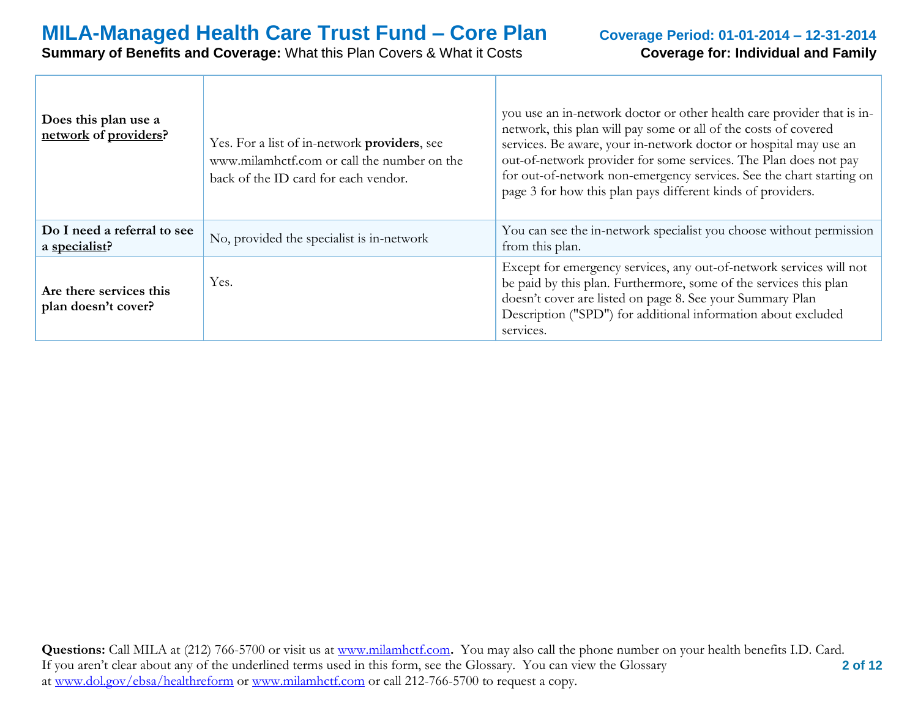| | | |
|---|---|---|
| **Does this plan use a network of providers?** | Yes. For a list of in-network **providers**, see www.milamhctf.com or call the number on the back of the ID card for each vendor. | you use an in-network doctor or other health care provider that is in-network, this plan will pay some or all of the costs of covered services. Be aware, your in-network doctor or hospital may use an out-of-network provider for some services. The Plan does not pay for out-of-network non-emergency services. See the chart starting on page 3 for how this plan pays different kinds of providers. |
| **Do I need a referral to see a specialist?** | No, provided the specialist is in-network | You can see the in-network specialist you choose without permission from this plan. |
| **Are there services this plan doesn't cover?** | Yes. | Except for emergency services, any out-of-network services will not be paid by this plan. Furthermore, some of the services this plan doesn't cover are listed on page 8. See your Summary Plan Description ("SPD") for additional information about excluded services. |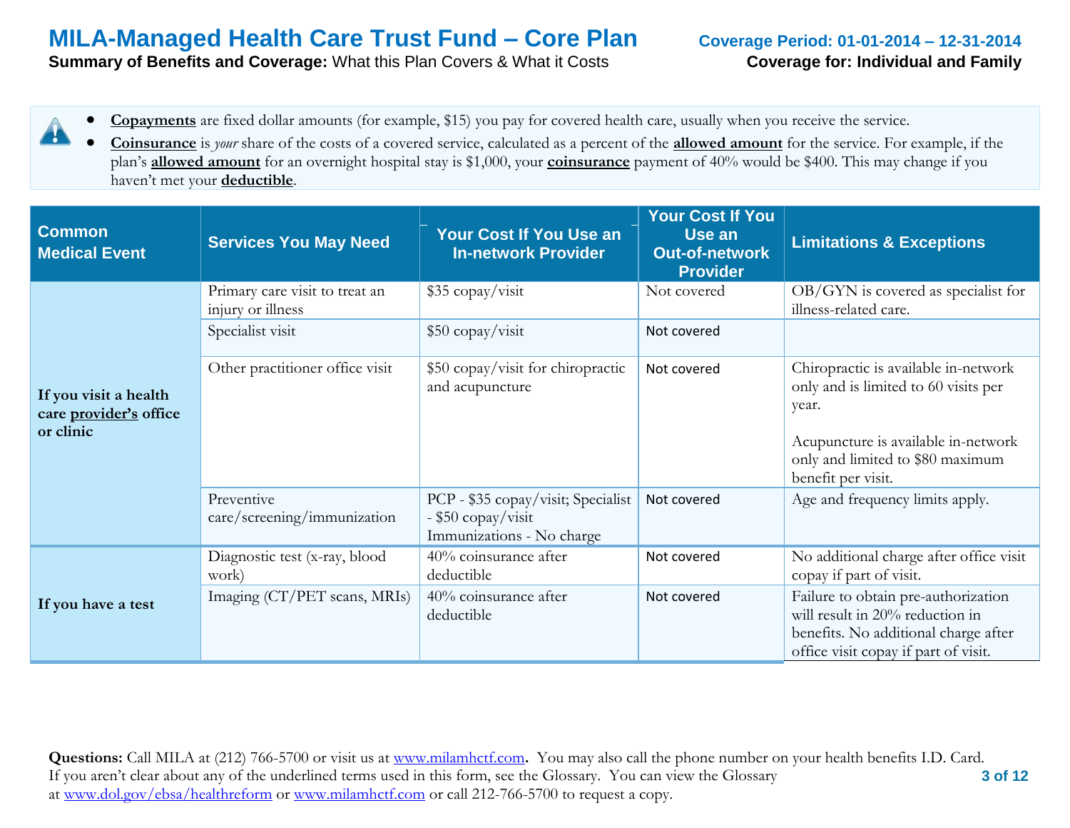# MILA-Managed Health Care Trust Fund – Core Plan

**Coverage Period: 01-01-2014 – 12-31-2014**

**Summary of Benefits and Coverage:** What this Plan Covers & What it Costs

**Coverage for: Individual and Family**

- **Copayments** are fixed dollar amounts (for example, $15) you pay for covered health care, usually when you receive the service.
- **Coinsurance** is *your* share of the costs of a covered service, calculated as a percent of the **allowed amount** for the service. For example, if the plan's **allowed amount** for an overnight hospital stay is $1,000, your **coinsurance** payment of 40% would be $400. This may change if you haven't met your **deductible**.

| Common Medical Event | Services You May Need | Your Cost If You Use an In-network Provider | Your Cost If You Use an Out-of-network Provider | Limitations & Exceptions |
|---|---|---|---|---|
| **If you visit a health care provider's office or clinic** | Primary care visit to treat an injury or illness | $35 copay/visit | Not covered | OB/GYN is covered as specialist for illness-related care. |
| | Specialist visit | $50 copay/visit | Not covered | |
| | Other practitioner office visit | $50 copay/visit for chiropractic and acupuncture | Not covered | Chiropractic is available in-network only and is limited to 60 visits per year. Acupuncture is available in-network only and limited to $80 maximum benefit per visit. |
| | Preventive care/screening/immunization | PCP - $35 copay/visit; Specialist - $50 copay/visit Immunizations - No charge | Not covered | Age and frequency limits apply. |
| **If you have a test** | Diagnostic test (x-ray, blood work) | 40% coinsurance after deductible | Not covered | No additional charge after office visit copay if part of visit. |
| | Imaging (CT/PET scans, MRIs) | 40% coinsurance after deductible | Not covered | Failure to obtain pre-authorization will result in 20% reduction in benefits. No additional charge after office visit copay if part of visit. |

**Questions:** Call MILA at (212) 766-5700 or visit us at www.milamhctf.com**.** You may also call the phone number on your health benefits I.D. Card. If you aren't clear about any of the underlined terms used in this form, see the Glossary. You can view the Glossary at www.dol.gov/ebsa/healthreform or www.milamhctf.com or call 212-766-5700 to request a copy.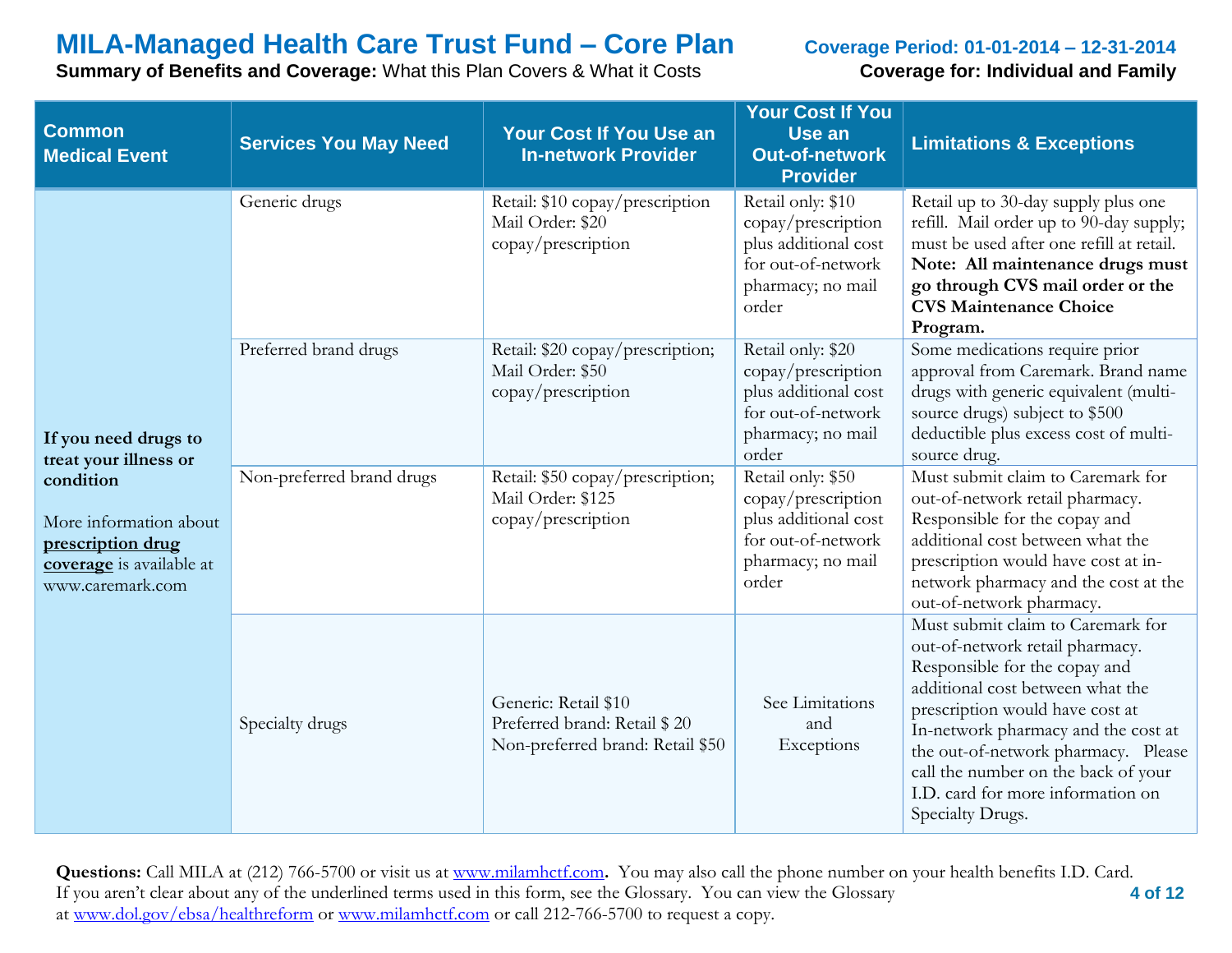# MILA-Managed Health Care Trust Fund – Core Plan

**Coverage Period: 01-01-2014 – 12-31-2014**

**Summary of Benefits and Coverage:** What this Plan Covers & What it Costs

**Coverage for: Individual and Family**

| Common Medical Event | Services You May Need | Your Cost If You Use an In-network Provider | Your Cost If You Use an Out-of-network Provider | Limitations & Exceptions |
|---|---|---|---|---|
| **If you need drugs to treat your illness or condition**<br><br>More information about **prescription drug coverage** is available at www.caremark.com | Generic drugs | Retail: $10 copay/prescription<br>Mail Order: $20 copay/prescription | Retail only: $10 copay/prescription plus additional cost for out-of-network pharmacy; no mail order | Retail up to 30-day supply plus one refill. Mail order up to 90-day supply; must be used after one refill at retail. **Note: All maintenance drugs must go through CVS mail order or the CVS Maintenance Choice Program.** |
| | Preferred brand drugs | Retail: $20 copay/prescription;<br>Mail Order: $50 copay/prescription | Retail only: $20 copay/prescription plus additional cost for out-of-network pharmacy; no mail order | Some medications require prior approval from Caremark. Brand name drugs with generic equivalent (multi-source drugs) subject to $500 deductible plus excess cost of multi-source drug. |
| | Non-preferred brand drugs | Retail: $50 copay/prescription;<br>Mail Order: $125 copay/prescription | Retail only: $50 copay/prescription plus additional cost for out-of-network pharmacy; no mail order | Must submit claim to Caremark for out-of-network retail pharmacy. Responsible for the copay and additional cost between what the prescription would have cost at in-network pharmacy and the cost at the out-of-network pharmacy. |
| | Specialty drugs | Generic: Retail $10<br>Preferred brand: Retail $ 20<br>Non-preferred brand: Retail $50 | See Limitations and Exceptions | Must submit claim to Caremark for out-of-network retail pharmacy. Responsible for the copay and additional cost between what the prescription would have cost at In-network pharmacy and the cost at the out-of-network pharmacy. Please call the number on the back of your I.D. card for more information on Specialty Drugs. |

**Questions:** Call MILA at (212) 766-5700 or visit us at www.milamhctf.com**.** You may also call the phone number on your health benefits I.D. Card. If you aren't clear about any of the underlined terms used in this form, see the Glossary. You can view the Glossary at www.dol.gov/ebsa/healthreform or www.milamhctf.com or call 212-766-5700 to request a copy.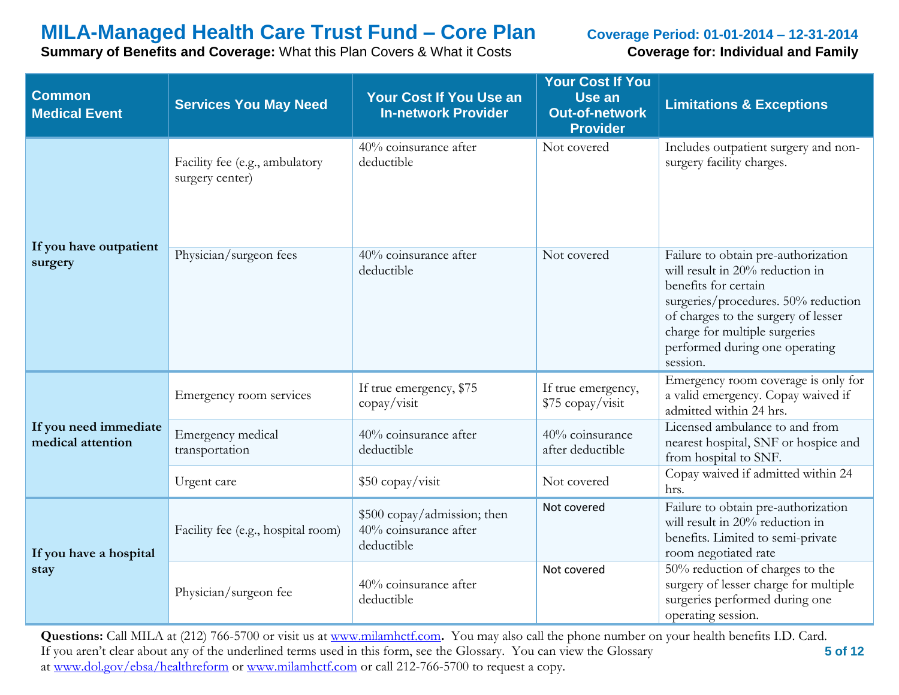# MILA-Managed Health Care Trust Fund – Core Plan

**Summary of Benefits and Coverage:** What this Plan Covers & What it Costs

**Coverage Period: 01-01-2014 – 12-31-2014**

**Coverage for: Individual and Family**

| Common Medical Event | Services You May Need | Your Cost If You Use an In-network Provider | Your Cost If You Use an Out-of-network Provider | Limitations & Exceptions |
|---|---|---|---|---|
| **If you have outpatient surgery** | Facility fee (e.g., ambulatory surgery center) | 40% coinsurance after deductible | Not covered | Includes outpatient surgery and non-surgery facility charges. |
| | Physician/surgeon fees | 40% coinsurance after deductible | Not covered | Failure to obtain pre-authorization will result in 20% reduction in benefits for certain surgeries/procedures. 50% reduction of charges to the surgery of lesser charge for multiple surgeries performed during one operating session. |
| **If you need immediate medical attention** | Emergency room services | If true emergency, $75 copay/visit | If true emergency, $75 copay/visit | Emergency room coverage is only for a valid emergency. Copay waived if admitted within 24 hrs. |
| | Emergency medical transportation | 40% coinsurance after deductible | 40% coinsurance after deductible | Licensed ambulance to and from nearest hospital, SNF or hospice and from hospital to SNF. |
| | Urgent care | $50 copay/visit | Not covered | Copay waived if admitted within 24 hrs. |
| **If you have a hospital stay** | Facility fee (e.g., hospital room) | $500 copay/admission; then 40% coinsurance after deductible | Not covered | Failure to obtain pre-authorization will result in 20% reduction in benefits. Limited to semi-private room negotiated rate |
| | Physician/surgeon fee | 40% coinsurance after deductible | Not covered | 50% reduction of charges to the surgery of lesser charge for multiple surgeries performed during one operating session. |

**Questions:** Call MILA at (212) 766-5700 or visit us at www.milamhctf.com**.** You may also call the phone number on your health benefits I.D. Card. If you aren't clear about any of the underlined terms used in this form, see the Glossary. You can view the Glossary at www.dol.gov/ebsa/healthreform or www.milamhctf.com or call 212-766-5700 to request a copy.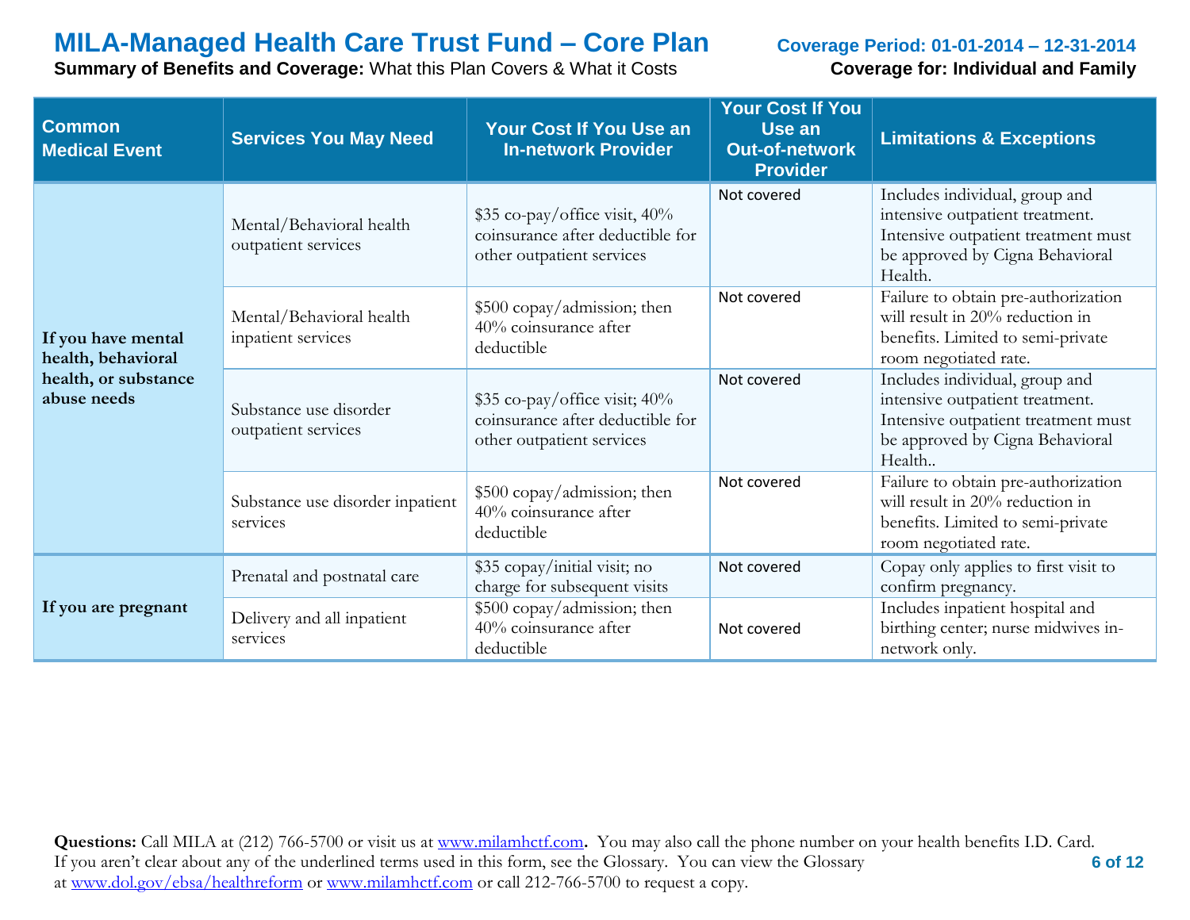# MILA-Managed Health Care Trust Fund – Core Plan

**Coverage Period: 01-01-2014 – 12-31-2014**

**Summary of Benefits and Coverage:** What this Plan Covers & What it Costs

**Coverage for: Individual and Family**

| Common Medical Event | Services You May Need | Your Cost If You Use an In-network Provider | Your Cost If You Use an Out-of-network Provider | Limitations & Exceptions |
|---|---|---|---|---|
| **If you have mental health, behavioral health, or substance abuse needs** | Mental/Behavioral health outpatient services | $35 co-pay/office visit, 40% coinsurance after deductible for other outpatient services | Not covered | Includes individual, group and intensive outpatient treatment. Intensive outpatient treatment must be approved by Cigna Behavioral Health. |
| | Mental/Behavioral health inpatient services | $500 copay/admission; then 40% coinsurance after deductible | Not covered | Failure to obtain pre-authorization will result in 20% reduction in benefits. Limited to semi-private room negotiated rate. |
| | Substance use disorder outpatient services | $35 co-pay/office visit; 40% coinsurance after deductible for other outpatient services | Not covered | Includes individual, group and intensive outpatient treatment. Intensive outpatient treatment must be approved by Cigna Behavioral Health.. |
| | Substance use disorder inpatient services | $500 copay/admission; then 40% coinsurance after deductible | Not covered | Failure to obtain pre-authorization will result in 20% reduction in benefits. Limited to semi-private room negotiated rate. |
| **If you are pregnant** | Prenatal and postnatal care | $35 copay/initial visit; no charge for subsequent visits | Not covered | Copay only applies to first visit to confirm pregnancy. |
| | Delivery and all inpatient services | $500 copay/admission; then 40% coinsurance after deductible | Not covered | Includes inpatient hospital and birthing center; nurse midwives in-network only. |

**Questions:** Call MILA at (212) 766-5700 or visit us at www.milamhctf.com**.** You may also call the phone number on your health benefits I.D. Card. If you aren't clear about any of the underlined terms used in this form, see the Glossary. You can view the Glossary at www.dol.gov/ebsa/healthreform or www.milamhctf.com or call 212-766-5700 to request a copy.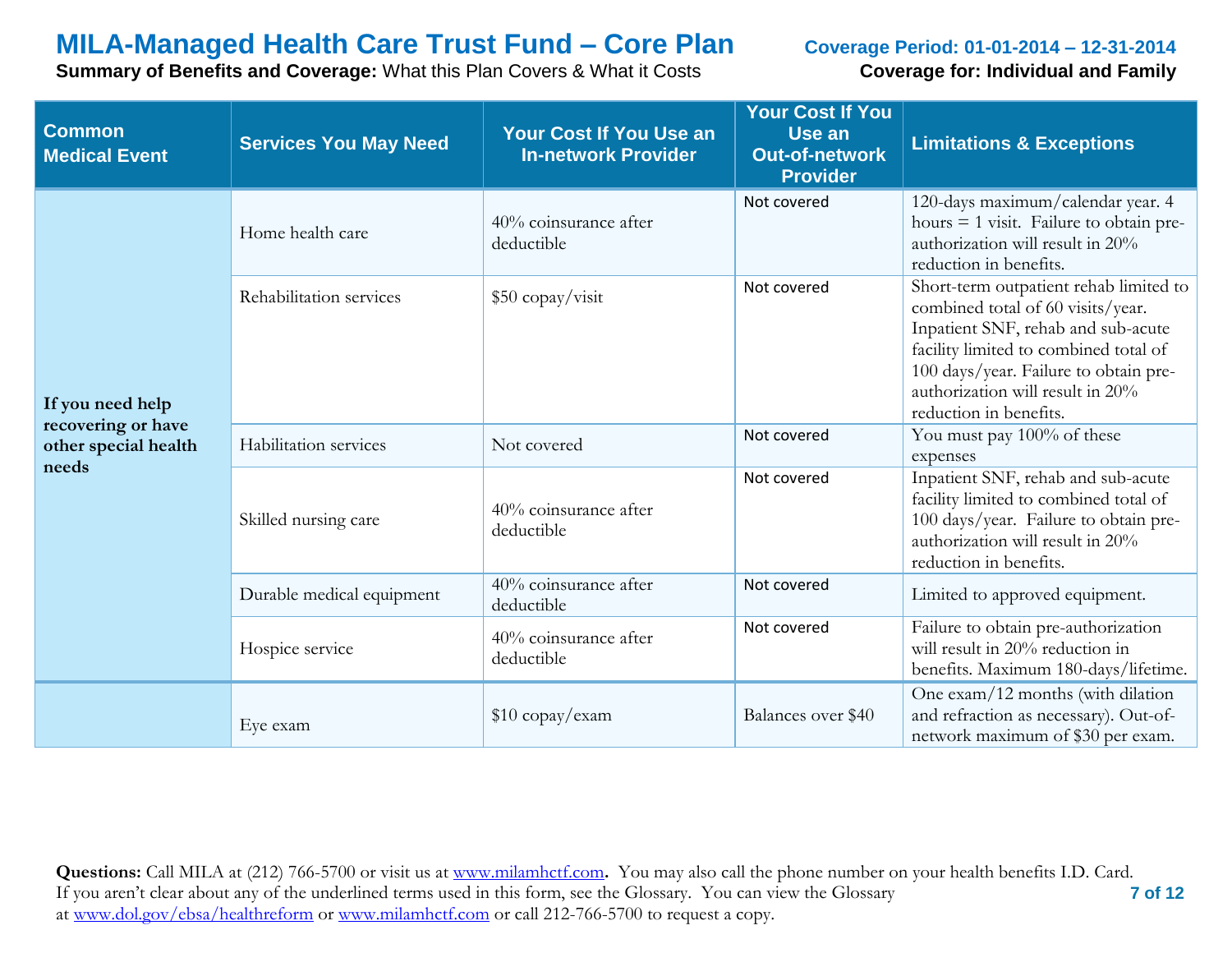# MILA-Managed Health Care Trust Fund – Core Plan

**Coverage Period: 01-01-2014 – 12-31-2014**

**Summary of Benefits and Coverage:** What this Plan Covers & What it Costs

**Coverage for: Individual and Family**

| Common Medical Event | Services You May Need | Your Cost If You Use an In-network Provider | Your Cost If You Use an Out-of-network Provider | Limitations & Exceptions |
|---|---|---|---|---|
| **If you need help recovering or have other special health needs** | Home health care | 40% coinsurance after deductible | Not covered | 120-days maximum/calendar year. 4 hours = 1 visit. Failure to obtain pre-authorization will result in 20% reduction in benefits. |
| | Rehabilitation services | $50 copay/visit | Not covered | Short-term outpatient rehab limited to combined total of 60 visits/year. Inpatient SNF, rehab and sub-acute facility limited to combined total of 100 days/year. Failure to obtain pre-authorization will result in 20% reduction in benefits. |
| | Habilitation services | Not covered | Not covered | You must pay 100% of these expenses |
| | Skilled nursing care | 40% coinsurance after deductible | Not covered | Inpatient SNF, rehab and sub-acute facility limited to combined total of 100 days/year. Failure to obtain pre-authorization will result in 20% reduction in benefits. |
| | Durable medical equipment | 40% coinsurance after deductible | Not covered | Limited to approved equipment. |
| | Hospice service | 40% coinsurance after deductible | Not covered | Failure to obtain pre-authorization will result in 20% reduction in benefits. Maximum 180-days/lifetime. |
| | Eye exam | $10 copay/exam | Balances over $40 | One exam/12 months (with dilation and refraction as necessary). Out-of-network maximum of $30 per exam. |

**Questions:** Call MILA at (212) 766-5700 or visit us at www.milamhctf.com. You may also call the phone number on your health benefits I.D. Card. If you aren't clear about any of the underlined terms used in this form, see the Glossary. You can view the Glossary at www.dol.gov/ebsa/healthreform or www.milamhctf.com or call 212-766-5700 to request a copy.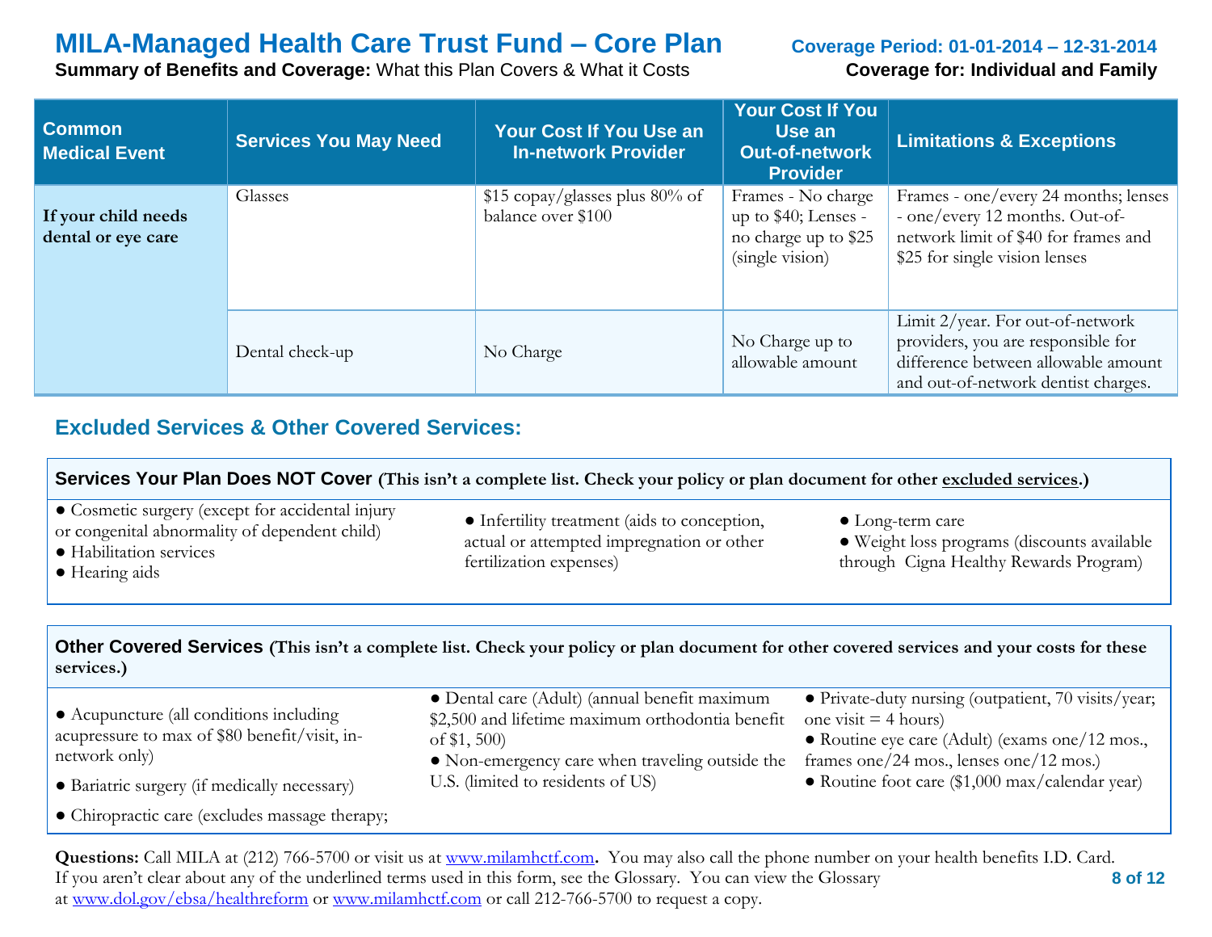# MILA-Managed Health Care Trust Fund – Core Plan

**Coverage Period: 01-01-2014 – 12-31-2014**

**Summary of Benefits and Coverage:** What this Plan Covers & What it Costs

**Coverage for: Individual and Family**

| Common Medical Event | Services You May Need | Your Cost If You Use an In-network Provider | Your Cost If You Use an Out-of-network Provider | Limitations & Exceptions |
|---|---|---|---|---|
| **If your child needs dental or eye care** | Glasses | $15 copay/glasses plus 80% of balance over $100 | Frames - No charge up to $40; Lenses - no charge up to $25 (single vision) | Frames - one/every 24 months; lenses - one/every 12 months. Out-of-network limit of $40 for frames and $25 for single vision lenses |
| | Dental check-up | No Charge | No Charge up to allowable amount | Limit 2/year. For out-of-network providers, you are responsible for difference between allowable amount and out-of-network dentist charges. |

## Excluded Services & Other Covered Services:

### Services Your Plan Does NOT Cover (This isn't a complete list. Check your policy or plan document for other excluded services.)

- Cosmetic surgery (except for accidental injury or congenital abnormality of dependent child)
- Habilitation services
- Hearing aids
- Infertility treatment (aids to conception, actual or attempted impregnation or other fertilization expenses)
- Long-term care
- Weight loss programs (discounts available through Cigna Healthy Rewards Program)

### Other Covered Services (This isn't a complete list. Check your policy or plan document for other covered services and your costs for these services.)

- Acupuncture (all conditions including acupressure to max of $80 benefit/visit, in-network only)
- Bariatric surgery (if medically necessary)
- Chiropractic care (excludes massage therapy;
- Dental care (Adult) (annual benefit maximum $2,500 and lifetime maximum orthodontia benefit of $1, 500)
- Non-emergency care when traveling outside the U.S. (limited to residents of US)
- Private-duty nursing (outpatient, 70 visits/year; one visit = 4 hours)
- Routine eye care (Adult) (exams one/12 mos., frames one/24 mos., lenses one/12 mos.)
- Routine foot care ($1,000 max/calendar year)

**Questions:** Call MILA at (212) 766-5700 or visit us at www.milamhctf.com**.** You may also call the phone number on your health benefits I.D. Card. If you aren't clear about any of the underlined terms used in this form, see the Glossary. You can view the Glossary at www.dol.gov/ebsa/healthreform or www.milamhctf.com or call 212-766-5700 to request a copy.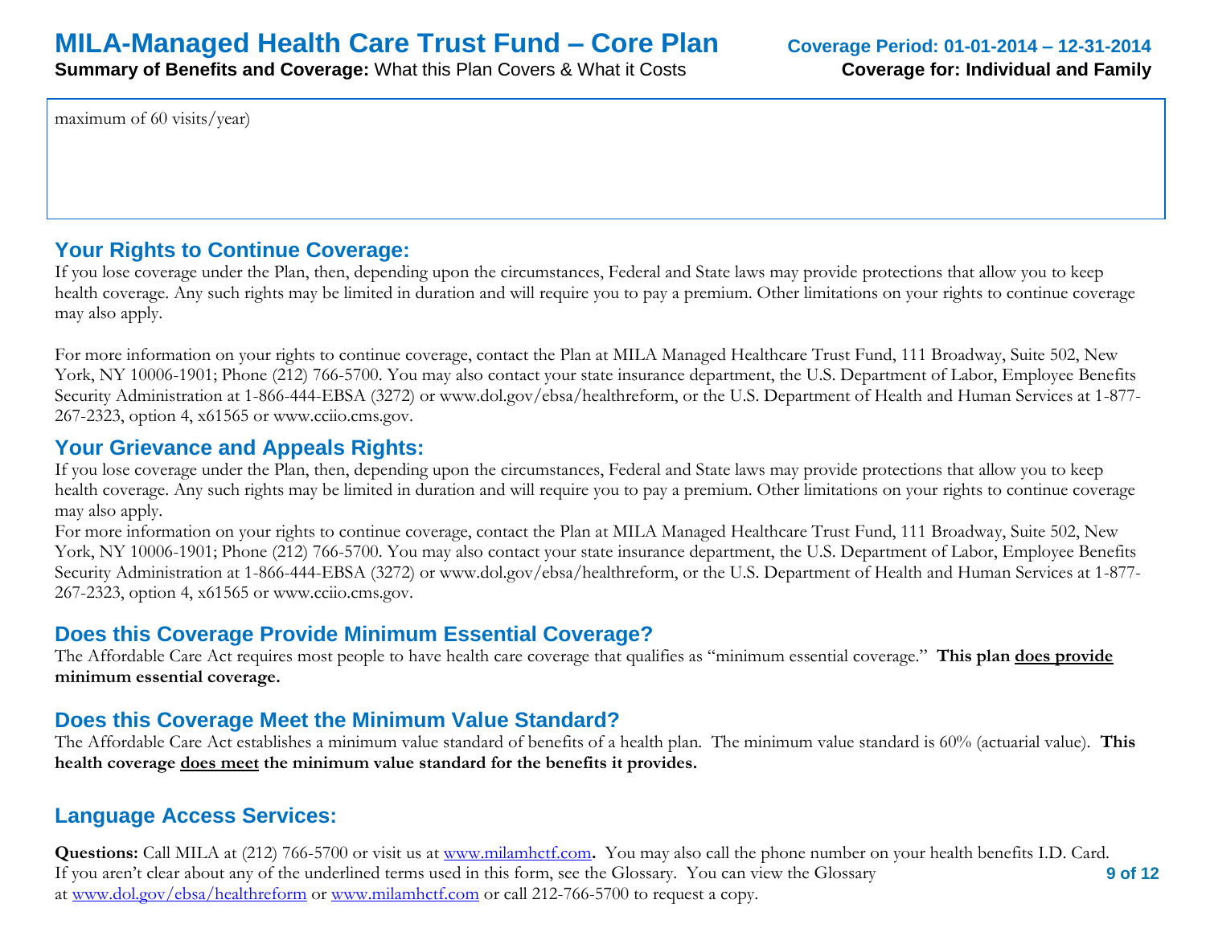maximum of 60 visits/year)

## Your Rights to Continue Coverage:

If you lose coverage under the Plan, then, depending upon the circumstances, Federal and State laws may provide protections that allow you to keep health coverage. Any such rights may be limited in duration and will require you to pay a premium. Other limitations on your rights to continue coverage may also apply.

For more information on your rights to continue coverage, contact the Plan at MILA Managed Healthcare Trust Fund, 111 Broadway, Suite 502, New York, NY 10006-1901; Phone (212) 766-5700. You may also contact your state insurance department, the U.S. Department of Labor, Employee Benefits Security Administration at 1-866-444-EBSA (3272) or www.dol.gov/ebsa/healthreform, or the U.S. Department of Health and Human Services at 1-877-267-2323, option 4, x61565 or www.cciio.cms.gov.

## Your Grievance and Appeals Rights:

If you lose coverage under the Plan, then, depending upon the circumstances, Federal and State laws may provide protections that allow you to keep health coverage. Any such rights may be limited in duration and will require you to pay a premium. Other limitations on your rights to continue coverage may also apply.

For more information on your rights to continue coverage, contact the Plan at MILA Managed Healthcare Trust Fund, 111 Broadway, Suite 502, New York, NY 10006-1901; Phone (212) 766-5700. You may also contact your state insurance department, the U.S. Department of Labor, Employee Benefits Security Administration at 1-866-444-EBSA (3272) or www.dol.gov/ebsa/healthreform, or the U.S. Department of Health and Human Services at 1-877-267-2323, option 4, x61565 or www.cciio.cms.gov.

## Does this Coverage Provide Minimum Essential Coverage?

The Affordable Care Act requires most people to have health care coverage that qualifies as "minimum essential coverage." **This plan does provide minimum essential coverage.**

## Does this Coverage Meet the Minimum Value Standard?

The Affordable Care Act establishes a minimum value standard of benefits of a health plan. The minimum value standard is 60% (actuarial value). **This health coverage does meet the minimum value standard for the benefits it provides.**

## Language Access Services:

**Questions:** Call MILA at (212) 766-5700 or visit us at www.milamhctf.com**.** You may also call the phone number on your health benefits I.D. Card. If you aren't clear about any of the underlined terms used in this form, see the Glossary. You can view the Glossary at www.dol.gov/ebsa/healthreform or www.milamhctf.com or call 212-766-5700 to request a copy.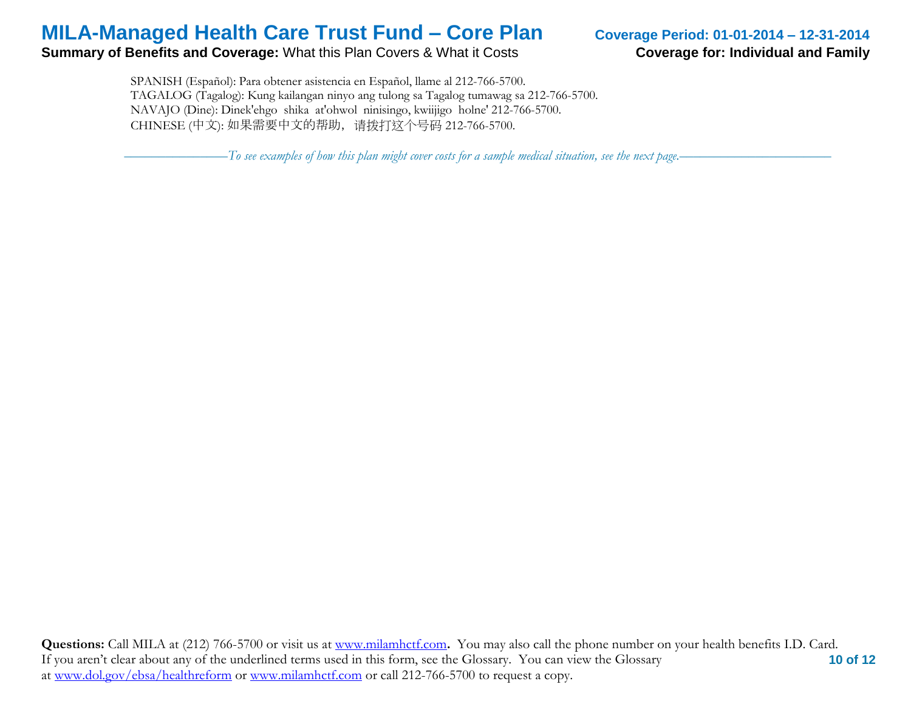SPANISH (Español): Para obtener asistencia en Español, llame al 212-766-5700.
TAGALOG (Tagalog): Kung kailangan ninyo ang tulong sa Tagalog tumawag sa 212-766-5700.
NAVAJO (Dine): Dinek'ehgo shika at'ohwol ninisingo, kwiijigo holne' 212-766-5700.
CHINESE (中文): 如果需要中文的帮助，请拨打这个号码 212-766-5700.

*——————To see examples of how this plan might cover costs for a sample medical situation, see the next page.——————*

**Questions:** Call MILA at (212) 766-5700 or visit us at www.milamhctf.com**.** You may also call the phone number on your health benefits I.D. Card. If you aren't clear about any of the underlined terms used in this form, see the Glossary. You can view the Glossary at www.dol.gov/ebsa/healthreform or www.milamhctf.com or call 212-766-5700 to request a copy.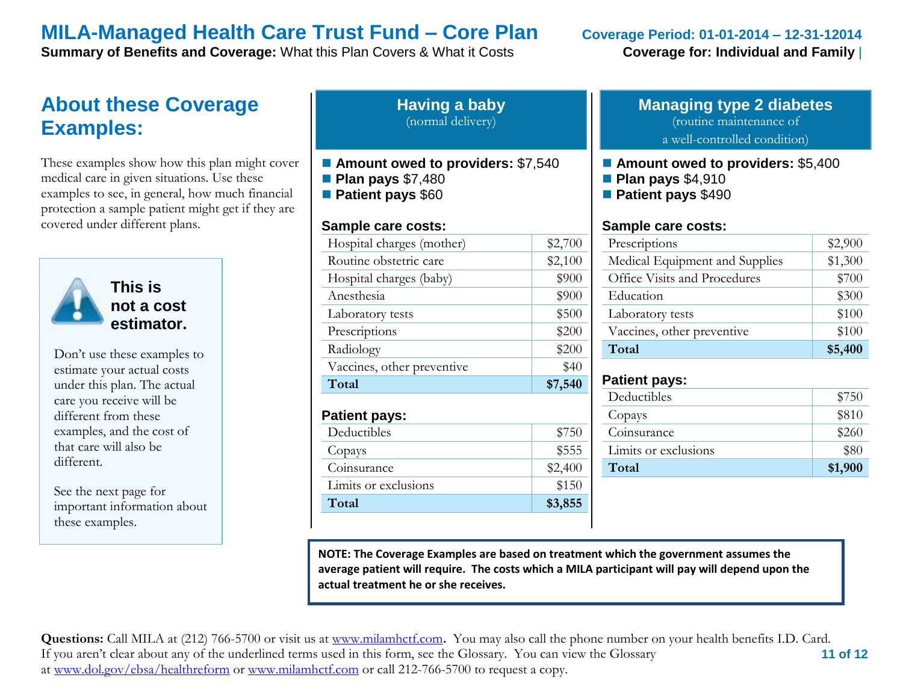# MILA-Managed Health Care Trust Fund – Core Plan

**Coverage Period: 01-01-2014 – 12-31-12014**

**Summary of Benefits and Coverage:** What this Plan Covers & What it Costs

**Coverage for: Individual and Family**

## About these Coverage Examples:

These examples show how this plan might cover medical care in given situations. Use these examples to see, in general, how much financial protection a sample patient might get if they are covered under different plans.

**This is not a cost estimator.**

Don't use these examples to estimate your actual costs under this plan. The actual care you receive will be different from these examples, and the cost of that care will also be different.

See the next page for important information about these examples.

## Having a baby

(normal delivery)

- **Amount owed to providers:** $7,540
- **Plan pays** $7,480
- **Patient pays** $60

**Sample care costs:**

| | |
|---|---|
| Hospital charges (mother) | $2,700 |
| Routine obstetric care | $2,100 |
| Hospital charges (baby) | $900 |
| Anesthesia | $900 |
| Laboratory tests | $500 |
| Prescriptions | $200 |
| Radiology | $200 |
| Vaccines, other preventive | $40 |
| **Total** | **$7,540** |

**Patient pays:**

| | |
|---|---|
| Deductibles | $750 |
| Copays | $555 |
| Coinsurance | $2,400 |
| Limits or exclusions | $150 |
| **Total** | **$3,855** |

## Managing type 2 diabetes

(routine maintenance of a well-controlled condition)

- **Amount owed to providers:** $5,400
- **Plan pays** $4,910
- **Patient pays** $490

**Sample care costs:**

| | |
|---|---|
| Prescriptions | $2,900 |
| Medical Equipment and Supplies | $1,300 |
| Office Visits and Procedures | $700 |
| Education | $300 |
| Laboratory tests | $100 |
| Vaccines, other preventive | $100 |
| **Total** | **$5,400** |

**Patient pays:**

| | |
|---|---|
| Deductibles | $750 |
| Copays | $810 |
| Coinsurance | $260 |
| Limits or exclusions | $80 |
| **Total** | **$1,900** |

**NOTE: The Coverage Examples are based on treatment which the government assumes the average patient will require. The costs which a MILA participant will pay will depend upon the actual treatment he or she receives.**

**Questions:** Call MILA at (212) 766-5700 or visit us at www.milamhctf.com**.** You may also call the phone number on your health benefits I.D. Card. If you aren't clear about any of the underlined terms used in this form, see the Glossary. You can view the Glossary at www.dol.gov/ebsa/healthreform or www.milamhctf.com or call 212-766-5700 to request a copy.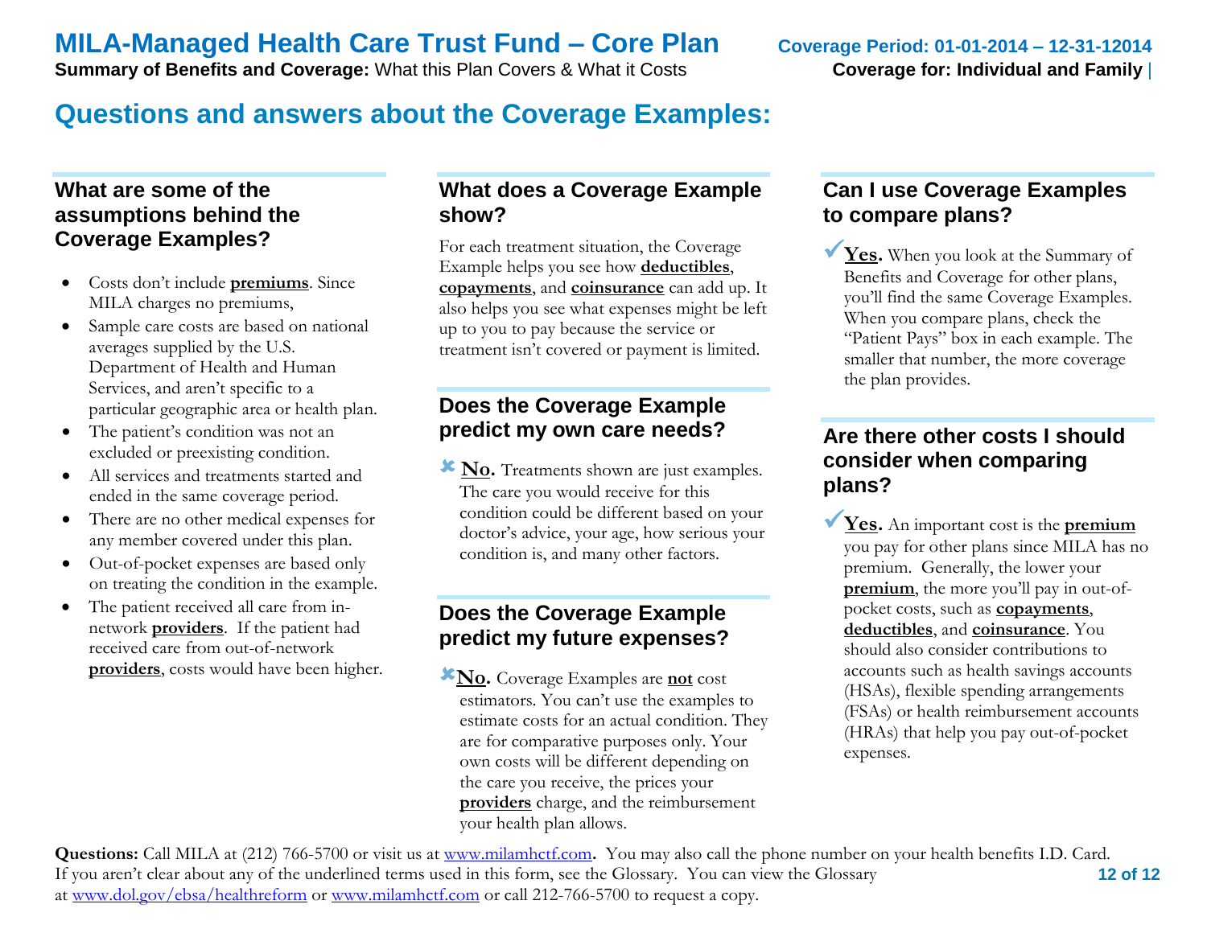# Questions and answers about the Coverage Examples:

## What are some of the assumptions behind the Coverage Examples?

- Costs don't include **premiums**. Since MILA charges no premiums,
- Sample care costs are based on national averages supplied by the U.S. Department of Health and Human Services, and aren't specific to a particular geographic area or health plan.
- The patient's condition was not an excluded or preexisting condition.
- All services and treatments started and ended in the same coverage period.
- There are no other medical expenses for any member covered under this plan.
- Out-of-pocket expenses are based only on treating the condition in the example.
- The patient received all care from in-network **providers**. If the patient had received care from out-of-network **providers**, costs would have been higher.

## What does a Coverage Example show?

For each treatment situation, the Coverage Example helps you see how **deductibles**, **copayments**, and **coinsurance** can add up. It also helps you see what expenses might be left up to you to pay because the service or treatment isn't covered or payment is limited.

## Does the Coverage Example predict my own care needs?

✘ **No.** Treatments shown are just examples. The care you would receive for this condition could be different based on your doctor's advice, your age, how serious your condition is, and many other factors.

## Does the Coverage Example predict my future expenses?

✘ **No.** Coverage Examples are **not** cost estimators. You can't use the examples to estimate costs for an actual condition. They are for comparative purposes only. Your own costs will be different depending on the care you receive, the prices your **providers** charge, and the reimbursement your health plan allows.

## Can I use Coverage Examples to compare plans?

✔ **Yes.** When you look at the Summary of Benefits and Coverage for other plans, you'll find the same Coverage Examples. When you compare plans, check the "Patient Pays" box in each example. The smaller that number, the more coverage the plan provides.

## Are there other costs I should consider when comparing plans?

✔ **Yes.** An important cost is the **premium** you pay for other plans since MILA has no premium. Generally, the lower your **premium**, the more you'll pay in out-of-pocket costs, such as **copayments**, **deductibles**, and **coinsurance**. You should also consider contributions to accounts such as health savings accounts (HSAs), flexible spending arrangements (FSAs) or health reimbursement accounts (HRAs) that help you pay out-of-pocket expenses.

**Questions:** Call MILA at (212) 766-5700 or visit us at www.milamhctf.com**.** You may also call the phone number on your health benefits I.D. Card. If you aren't clear about any of the underlined terms used in this form, see the Glossary. You can view the Glossary at www.dol.gov/ebsa/healthreform or www.milamhctf.com or call 212-766-5700 to request a copy.